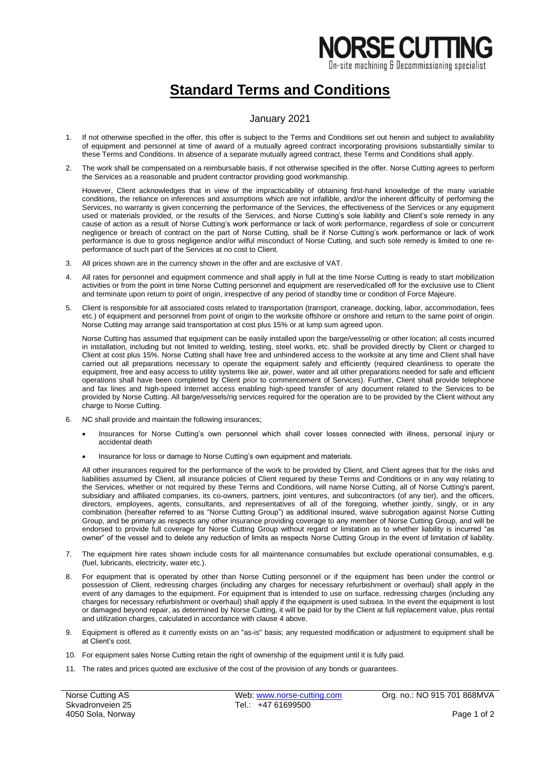NORSE CUTTING

On-site machining & Decommissioning specialist

# Standard Terms and Conditions

January 2021

1. If not otherwise specified in the offer, this offer is subject to the Terms and Conditions set out herein and subject to availability of equipment and personnel at time of award of a mutually agreed contract incorporating provisions substantially similar to these Terms and Conditions. In absence of a separate mutually agreed contract, these Terms and Conditions shall apply.

2. The work shall be compensated on a reimbursable basis, if not otherwise specified in the offer. Norse Cutting agrees to perform the Services as a reasonable and prudent contractor providing good workmanship.

   However, Client acknowledges that in view of the impracticability of obtaining first-hand knowledge of the many variable conditions, the reliance on inferences and assumptions which are not infallible, and/or the inherent difficulty of performing the Services, no warranty is given concerning the performance of the Services, the effectiveness of the Services or any equipment used or materials provided, or the results of the Services, and Norse Cutting's sole liability and Client's sole remedy in any cause of action as a result of Norse Cutting's work performance or lack of work performance, regardless of sole or concurrent negligence or breach of contract on the part of Norse Cutting, shall be if Norse Cutting's work performance or lack of work performance is due to gross negligence and/or wilful misconduct of Norse Cutting, and such sole remedy is limited to one re-performance of such part of the Services at no cost to Client.

3. All prices shown are in the currency shown in the offer and are exclusive of VAT.

4. All rates for personnel and equipment commence and shall apply in full at the time Norse Cutting is ready to start mobilization activities or from the point in time Norse Cutting personnel and equipment are reserved/called off for the exclusive use to Client and terminate upon return to point of origin, irrespective of any period of standby time or condition of Force Majeure.

5. Client is responsible for all associated costs related to transportation (transport, craneage, docking, labor, accommodation, fees etc.) of equipment and personnel from point of origin to the worksite offshore or onshore and return to the same point of origin. Norse Cutting may arrange said transportation at cost plus 15% or at lump sum agreed upon.

   Norse Cutting has assumed that equipment can be easily installed upon the barge/vessel/rig or other location; all costs incurred in installation, including but not limited to welding, testing, steel works, etc. shall be provided directly by Client or charged to Client at cost plus 15%. Norse Cutting shall have free and unhindered access to the worksite at any time and Client shall have carried out all preparations necessary to operate the equipment safely and efficiently (required cleanliness to operate the equipment, free and easy access to utility systems like air, power, water and all other preparations needed for safe and efficient operations shall have been completed by Client prior to commencement of Services). Further, Client shall provide telephone and fax lines and high-speed Internet access enabling high-speed transfer of any document related to the Services to be provided by Norse Cutting. All barge/vessels/rig services required for the operation are to be provided by the Client without any charge to Norse Cutting.

6. NC shall provide and maintain the following insurances;

   - Insurances for Norse Cutting's own personnel which shall cover losses connected with illness, personal injury or accidental death
   - Insurance for loss or damage to Norse Cutting's own equipment and materials.

   All other insurances required for the performance of the work to be provided by Client, and Client agrees that for the risks and liabilities assumed by Client, all insurance policies of Client required by these Terms and Conditions or in any way relating to the Services, whether or not required by these Terms and Conditions, will name Norse Cutting, all of Norse Cutting's parent, subsidiary and affiliated companies, its co-owners, partners, joint ventures, and subcontractors (of any tier), and the officers, directors, employees, agents, consultants, and representatives of all of the foregoing, whether jointly, singly, or in any combination (hereafter referred to as "Norse Cutting Group") as additional insured, waive subrogation against Norse Cutting Group, and be primary as respects any other insurance providing coverage to any member of Norse Cutting Group, and will be endorsed to provide full coverage for Norse Cutting Group without regard or limitation as to whether liability is incurred "as owner" of the vessel and to delete any reduction of limits as respects Norse Cutting Group in the event of limitation of liability.

7. The equipment hire rates shown include costs for all maintenance consumables but exclude operational consumables, e.g. (fuel, lubricants, electricity, water etc.).

8. For equipment that is operated by other than Norse Cutting personnel or if the equipment has been under the control or possession of Client, redressing charges (including any charges for necessary refurbishment or overhaul) shall apply in the event of any damages to the equipment. For equipment that is intended to use on surface, redressing charges (including any charges for necessary refurbishment or overhaul) shall apply if the equipment is used subsea. In the event the equipment is lost or damaged beyond repair, as determined by Norse Cutting, it will be paid for by the Client at full replacement value, plus rental and utilization charges, calculated in accordance with clause 4 above.

9. Equipment is offered as it currently exists on an "as-is" basis; any requested modification or adjustment to equipment shall be at Client's cost.

10. For equipment sales Norse Cutting retain the right of ownership of the equipment until it is fully paid.

11. The rates and prices quoted are exclusive of the cost of the provision of any bonds or guarantees.

Norse Cutting AS
Skvadronveien 25
4050 Sola, Norway

Web: www.norse-cutting.com
Tel.: +47 61699500

Org. no.: NO 915 701 868MVA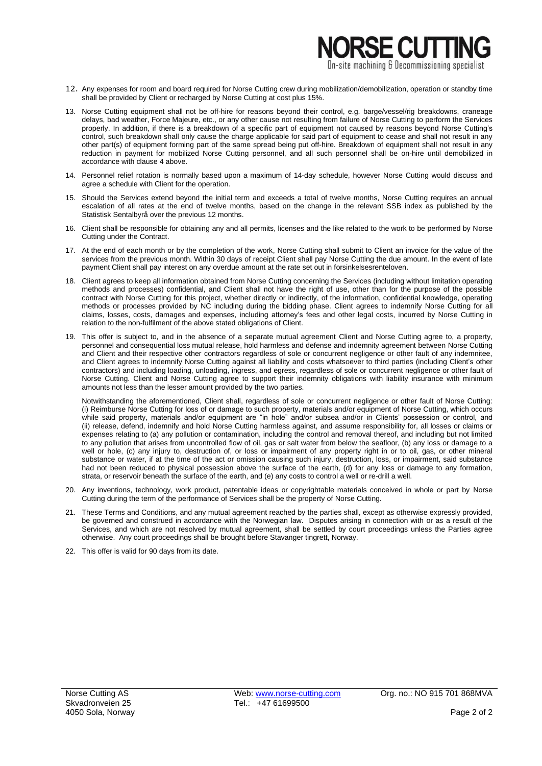12. Any expenses for room and board required for Norse Cutting crew during mobilization/demobilization, operation or standby time shall be provided by Client or recharged by Norse Cutting at cost plus 15%.

13. Norse Cutting equipment shall not be off-hire for reasons beyond their control, e.g. barge/vessel/rig breakdowns, craneage delays, bad weather, Force Majeure, etc., or any other cause not resulting from failure of Norse Cutting to perform the Services properly. In addition, if there is a breakdown of a specific part of equipment not caused by reasons beyond Norse Cutting's control, such breakdown shall only cause the charge applicable for said part of equipment to cease and shall not result in any other part(s) of equipment forming part of the same spread being put off-hire. Breakdown of equipment shall not result in any reduction in payment for mobilized Norse Cutting personnel, and all such personnel shall be on-hire until demobilized in accordance with clause 4 above.

14. Personnel relief rotation is normally based upon a maximum of 14-day schedule, however Norse Cutting would discuss and agree a schedule with Client for the operation.

15. Should the Services extend beyond the initial term and exceeds a total of twelve months, Norse Cutting requires an annual escalation of all rates at the end of twelve months, based on the change in the relevant SSB index as published by the Statistisk Sentalbyrå over the previous 12 months.

16. Client shall be responsible for obtaining any and all permits, licenses and the like related to the work to be performed by Norse Cutting under the Contract.

17. At the end of each month or by the completion of the work, Norse Cutting shall submit to Client an invoice for the value of the services from the previous month. Within 30 days of receipt Client shall pay Norse Cutting the due amount. In the event of late payment Client shall pay interest on any overdue amount at the rate set out in forsinkelsesrenteloven.

18. Client agrees to keep all information obtained from Norse Cutting concerning the Services (including without limitation operating methods and processes) confidential, and Client shall not have the right of use, other than for the purpose of the possible contract with Norse Cutting for this project, whether directly or indirectly, of the information, confidential knowledge, operating methods or processes provided by NC including during the bidding phase. Client agrees to indemnify Norse Cutting for all claims, losses, costs, damages and expenses, including attorney's fees and other legal costs, incurred by Norse Cutting in relation to the non-fulfilment of the above stated obligations of Client.

19. This offer is subject to, and in the absence of a separate mutual agreement Client and Norse Cutting agree to, a property, personnel and consequential loss mutual release, hold harmless and defense and indemnity agreement between Norse Cutting and Client and their respective other contractors regardless of sole or concurrent negligence or other fault of any indemnitee, and Client agrees to indemnify Norse Cutting against all liability and costs whatsoever to third parties (including Client's other contractors) and including loading, unloading, ingress, and egress, regardless of sole or concurrent negligence or other fault of Norse Cutting. Client and Norse Cutting agree to support their indemnity obligations with liability insurance with minimum amounts not less than the lesser amount provided by the two parties.

    Notwithstanding the aforementioned, Client shall, regardless of sole or concurrent negligence or other fault of Norse Cutting: (i) Reimburse Norse Cutting for loss of or damage to such property, materials and/or equipment of Norse Cutting, which occurs while said property, materials and/or equipment are "in hole" and/or subsea and/or in Clients' possession or control, and (ii) release, defend, indemnify and hold Norse Cutting harmless against, and assume responsibility for, all losses or claims or expenses relating to (a) any pollution or contamination, including the control and removal thereof, and including but not limited to any pollution that arises from uncontrolled flow of oil, gas or salt water from below the seafloor, (b) any loss or damage to a well or hole, (c) any injury to, destruction of, or loss or impairment of any property right in or to oil, gas, or other mineral substance or water, if at the time of the act or omission causing such injury, destruction, loss, or impairment, said substance had not been reduced to physical possession above the surface of the earth, (d) for any loss or damage to any formation, strata, or reservoir beneath the surface of the earth, and (e) any costs to control a well or re-drill a well.

20. Any inventions, technology, work product, patentable ideas or copyrightable materials conceived in whole or part by Norse Cutting during the term of the performance of Services shall be the property of Norse Cutting.

21. These Terms and Conditions, and any mutual agreement reached by the parties shall, except as otherwise expressly provided, be governed and construed in accordance with the Norwegian law. Disputes arising in connection with or as a result of the Services, and which are not resolved by mutual agreement, shall be settled by court proceedings unless the Parties agree otherwise. Any court proceedings shall be brought before Stavanger tingrett, Norway.

22. This offer is valid for 90 days from its date.